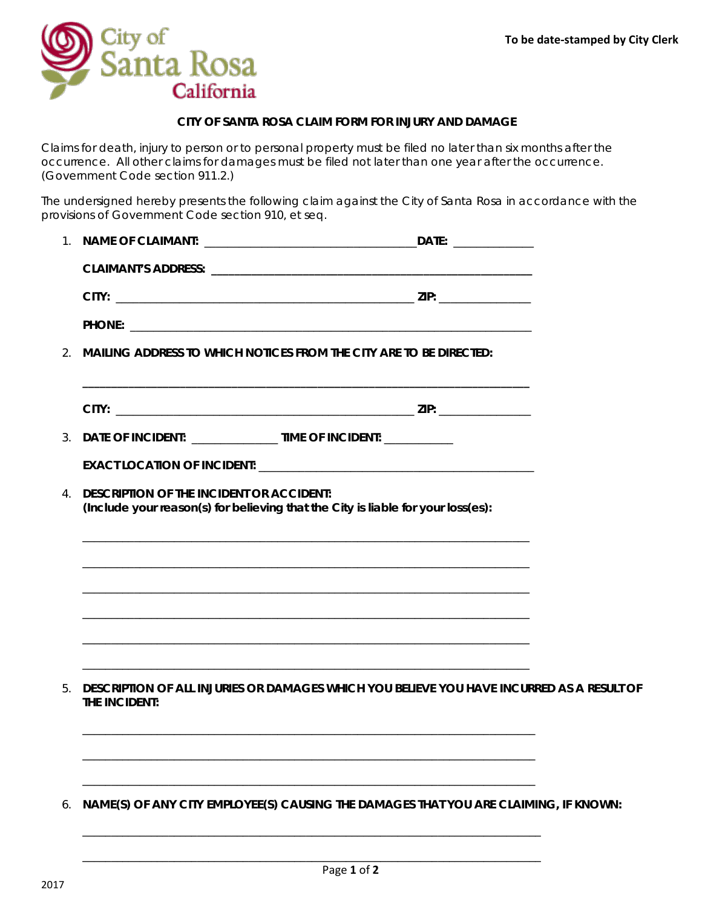City of Santa Rosa California

To be date-stamped by City Clerk

## CITY OF SANTA ROSA CLAIM FORM FOR INJURY AND DAMAGE

Claims for death, injury to person or to personal property must be filed no later than six months after the occurrence. All other claims for damages must be filed not later than one year after the occurrence. (Government Code section 911.2.)

The undersigned hereby presents the following claim against the City of Santa Rosa in accordance with the provisions of Government Code section 910, et seq.

1. **NAME OF CLAIMANT:** ___________________________________ **DATE:** _____________

   **CLAIMANT'S ADDRESS:** ___________________________________________________

   **CITY:** _________________________________________________ **ZIP:** _______________

   **PHONE:** _________________________________________________________________

2. **MAILING ADDRESS TO WHICH NOTICES FROM THE CITY ARE TO BE DIRECTED:**

   ___________________________________________________________________________

   **CITY:** _________________________________________________ **ZIP:** _______________

3. **DATE OF INCIDENT:** ______________ **TIME OF INCIDENT:** ___________

   **EXACT LOCATION OF INCIDENT:** _____________________________________________

4. **DESCRIPTION OF THE INCIDENT OR ACCIDENT:**
   **(Include your reason(s) for believing that the City is liable for your loss(es):**

   ___________________________________________________________________________

   ___________________________________________________________________________

   ___________________________________________________________________________

   ___________________________________________________________________________

   ___________________________________________________________________________

   ___________________________________________________________________________

5. **DESCRIPTION OF ALL INJURIES OR DAMAGES WHICH YOU BELIEVE YOU HAVE INCURRED AS A RESULT OF THE INCIDENT:**

   ___________________________________________________________________________

   ___________________________________________________________________________

   ___________________________________________________________________________

6. **NAME(S) OF ANY CITY EMPLOYEE(S) CAUSING THE DAMAGES THAT YOU ARE CLAIMING, IF KNOWN:**

   ___________________________________________________________________________

   ___________________________________________________________________________

2017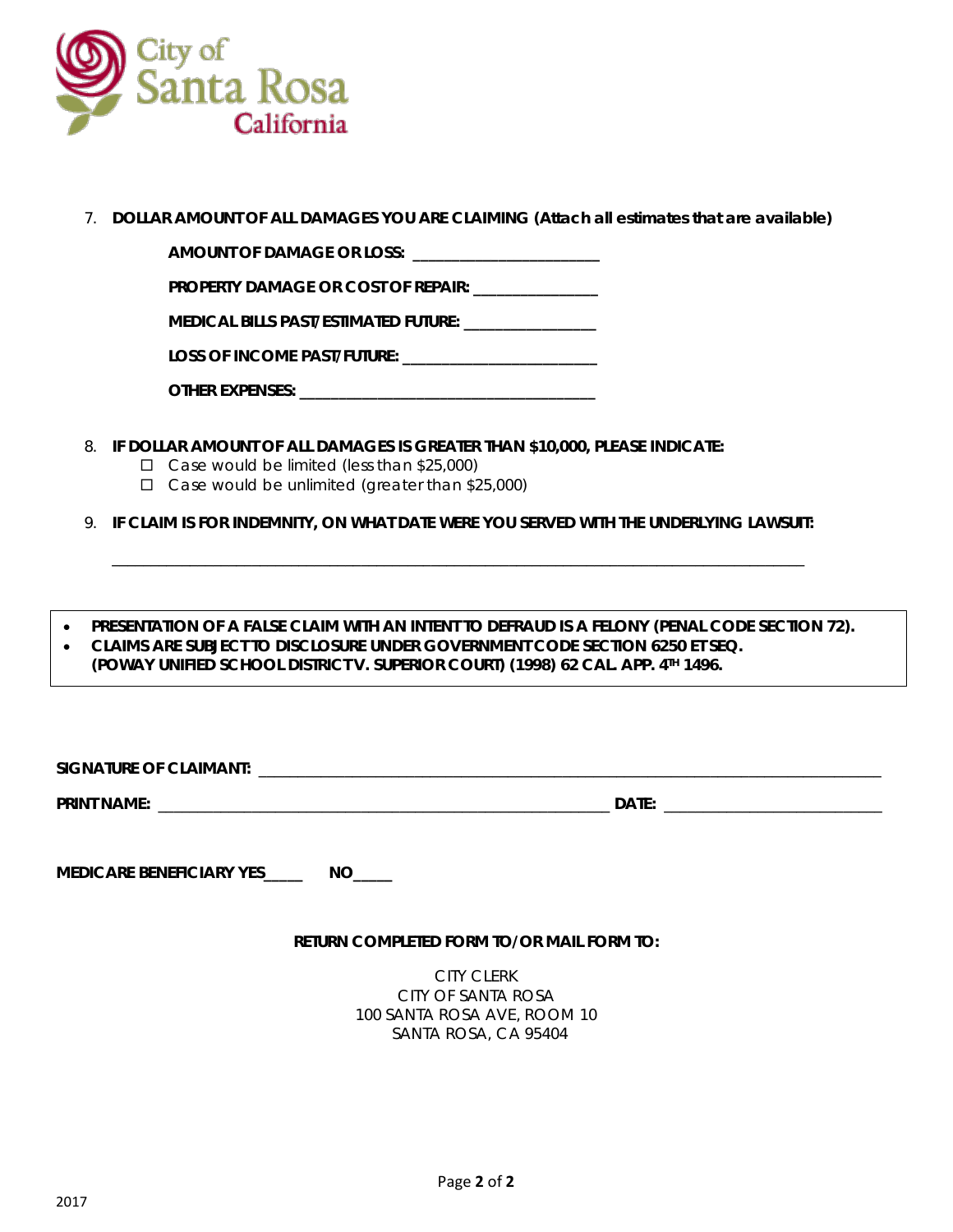City of Santa Rosa California

7. **DOLLAR AMOUNT OF ALL DAMAGES YOU ARE CLAIMING (Attach all estimates that are available)**

   **AMOUNT OF DAMAGE OR LOSS:** ______________________

   **PROPERTY DAMAGE OR COST OF REPAIR:** ______________

   **MEDICAL BILLS PAST/ESTIMATED FUTURE:** _______________

   **LOSS OF INCOME PAST/FUTURE:** ______________________

   **OTHER EXPENSES:** __________________________________

8. **IF DOLLAR AMOUNT OF ALL DAMAGES IS GREATER THAN $10,000, PLEASE INDICATE:**
   - ☐ Case would be limited (less than $25,000)
   - ☐ Case would be unlimited (greater than $25,000)

9. **IF CLAIM IS FOR INDEMNITY, ON WHAT DATE WERE YOU SERVED WITH THE UNDERLYING LAWSUIT:**

   ______________________________________________________________________________

- **PRESENTATION OF A FALSE CLAIM WITH AN INTENT TO DEFRAUD IS A FELONY (PENAL CODE SECTION 72).**
- **CLAIMS ARE SUBJECT TO DISCLOSURE UNDER GOVERNMENT CODE SECTION 6250 ET SEQ. (POWAY UNIFIED SCHOOL DISTRICT V. SUPERIOR COURT) (1998) 62 CAL. APP. 4TH 1496.**

**SIGNATURE OF CLAIMANT:** ______________________________________________________________________

**PRINT NAME:** ____________________________________________________ **DATE:** ________________________

**MEDICARE BENEFICIARY YES**_____ **NO**_____

**RETURN COMPLETED FORM TO/OR MAIL FORM TO:**

CITY CLERK
CITY OF SANTA ROSA
100 SANTA ROSA AVE, ROOM 10
SANTA ROSA, CA 95404

2017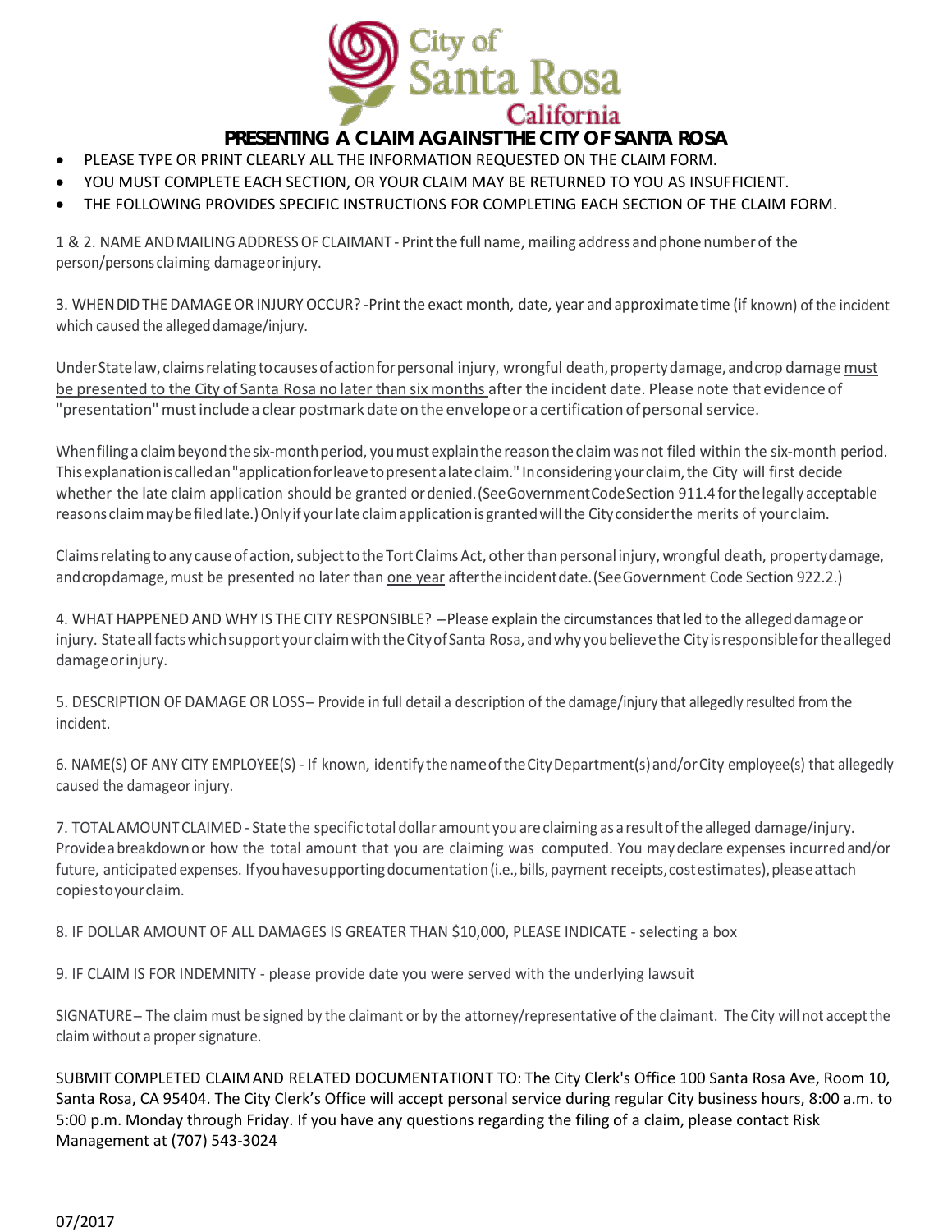City of Santa Rosa California

# PRESENTING A CLAIM AGAINST THE CITY OF SANTA ROSA

- PLEASE TYPE OR PRINT CLEARLY ALL THE INFORMATION REQUESTED ON THE CLAIM FORM.
- YOU MUST COMPLETE EACH SECTION, OR YOUR CLAIM MAY BE RETURNED TO YOU AS INSUFFICIENT.
- THE FOLLOWING PROVIDES SPECIFIC INSTRUCTIONS FOR COMPLETING EACH SECTION OF THE CLAIM FORM.

1 & 2. NAME AND MAILING ADDRESS OF CLAIMANT - Print the full name, mailing address and phone number of the person/persons claiming damage or injury.

3. WHEN DID THE DAMAGE OR INJURY OCCUR? -Print the exact month, date, year and approximate time (if known) of the incident which caused the alleged damage/injury.

Under State law, claims relating to causes of action for personal injury, wrongful death, property damage, and crop damage <u>must be presented to the City of Santa Rosa no later than six months</u> after the incident date. Please note that evidence of "presentation" must include a clear postmark date on the envelope or a certification of personal service.

When filing a claim beyond the six-month period, you must explain the reason the claim was not filed within the six-month period. This explanation is called an "application for leave to present a late claim." In considering your claim, the City will first decide whether the late claim application should be granted or denied. (See Government Code Section 911.4 for the legally acceptable reasons claim may be filed late.) <u>Only if your late claim application is granted will the City consider the merits of your claim</u>.

Claims relating to any cause of action, subject to the Tort Claims Act, other than personal injury, wrongful death, property damage, and crop damage, must be presented no later than <u>one year</u> after the incident date. (See Government Code Section 922.2.)

4. WHAT HAPPENED AND WHY IS THE CITY RESPONSIBLE? –Please explain the circumstances that led to the alleged damage or injury. State all facts which support your claim with the City of Santa Rosa, and why you believe the City is responsible for the alleged damage or injury.

5. DESCRIPTION OF DAMAGE OR LOSS– Provide in full detail a description of the damage/injury that allegedly resulted from the incident.

6. NAME(S) OF ANY CITY EMPLOYEE(S) - If known, identify the name of the City Department(s) and/or City employee(s) that allegedly caused the damage or injury.

7. TOTAL AMOUNT CLAIMED - State the specific total dollar amount you are claiming as a result of the alleged damage/injury. Provide a breakdown or how the total amount that you are claiming was computed. You may declare expenses incurred and/or future, anticipated expenses. If you have supporting documentation (i.e., bills, payment receipts, cost estimates), please attach copies to your claim.

8. IF DOLLAR AMOUNT OF ALL DAMAGES IS GREATER THAN $10,000, PLEASE INDICATE - selecting a box

9. IF CLAIM IS FOR INDEMNITY - please provide date you were served with the underlying lawsuit

SIGNATURE– The claim must be signed by the claimant or by the attorney/representative of the claimant. The City will not accept the claim without a proper signature.

SUBMIT COMPLETED CLAIM AND RELATED DOCUMENTATIONT TO: The City Clerk's Office 100 Santa Rosa Ave, Room 10, Santa Rosa, CA 95404. The City Clerk's Office will accept personal service during regular City business hours, 8:00 a.m. to 5:00 p.m. Monday through Friday. If you have any questions regarding the filing of a claim, please contact Risk Management at (707) 543-3024

07/2017